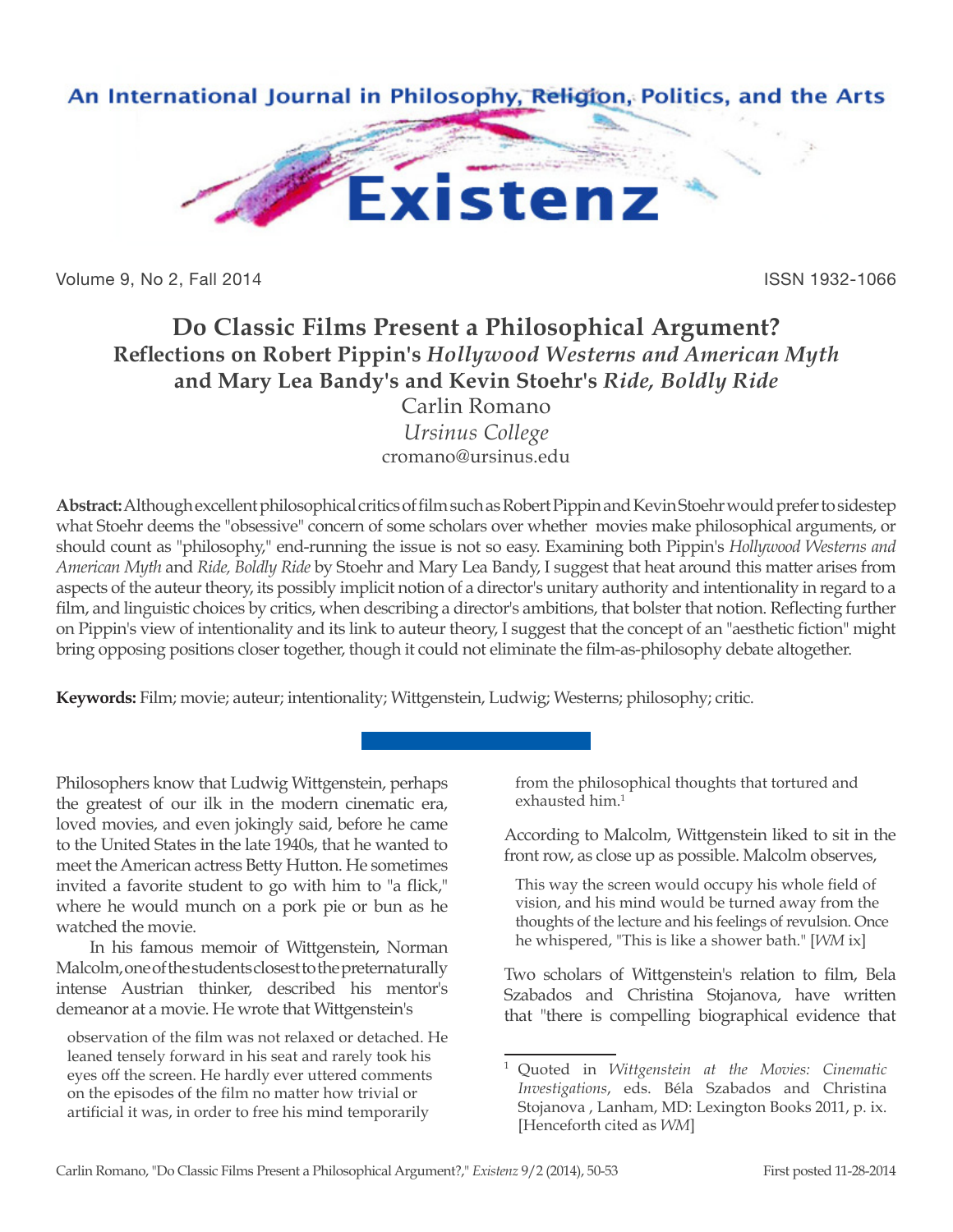# Do Classic Films Present a Philosophical Argument?

## Reflections on Robert Pippin's *Hollywood Westerns and American Myth* and Mary Lea Bandy's and Kevin Stoehr's *Ride, Boldly Ride*

Carlin Romano
*Ursinus College*
cromano@ursinus.edu

**Abstract:** Although excellent philosophical critics of film such as Robert Pippin and Kevin Stoehr would prefer to sidestep what Stoehr deems the "obsessive" concern of some scholars over whether movies make philosophical arguments, or should count as "philosophy," end-running the issue is not so easy. Examining both Pippin's *Hollywood Westerns and American Myth* and *Ride, Boldly Ride* by Stoehr and Mary Lea Bandy, I suggest that heat around this matter arises from aspects of the auteur theory, its possibly implicit notion of a director's unitary authority and intentionality in regard to a film, and linguistic choices by critics, when describing a director's ambitions, that bolster that notion. Reflecting further on Pippin's view of intentionality and its link to auteur theory, I suggest that the concept of an "aesthetic fiction" might bring opposing positions closer together, though it could not eliminate the film-as-philosophy debate altogether.

**Keywords:** Film; movie; auteur; intentionality; Wittgenstein, Ludwig; Westerns; philosophy; critic.

Philosophers know that Ludwig Wittgenstein, perhaps the greatest of our ilk in the modern cinematic era, loved movies, and even jokingly said, before he came to the United States in the late 1940s, that he wanted to meet the American actress Betty Hutton. He sometimes invited a favorite student to go with him to "a flick," where he would munch on a pork pie or bun as he watched the movie.

In his famous memoir of Wittgenstein, Norman Malcolm, one of the students closest to the preternaturally intense Austrian thinker, described his mentor's demeanor at a movie. He wrote that Wittgenstein's

> observation of the film was not relaxed or detached. He leaned tensely forward in his seat and rarely took his eyes off the screen. He hardly ever uttered comments on the episodes of the film no matter how trivial or artificial it was, in order to free his mind temporarily from the philosophical thoughts that tortured and exhausted him.[1]

According to Malcolm, Wittgenstein liked to sit in the front row, as close up as possible. Malcolm observes,

> This way the screen would occupy his whole field of vision, and his mind would be turned away from the thoughts of the lecture and his feelings of revulsion. Once he whispered, "This is like a shower bath." [*WM* ix]

Two scholars of Wittgenstein's relation to film, Bela Szabados and Christina Stojanova, have written that "there is compelling biographical evidence that

---

[1] Quoted in *Wittgenstein at the Movies: Cinematic Investigations*, eds. Béla Szabados and Christina Stojanova , Lanham, MD: Lexington Books 2011, p. ix. [Henceforth cited as *WM*]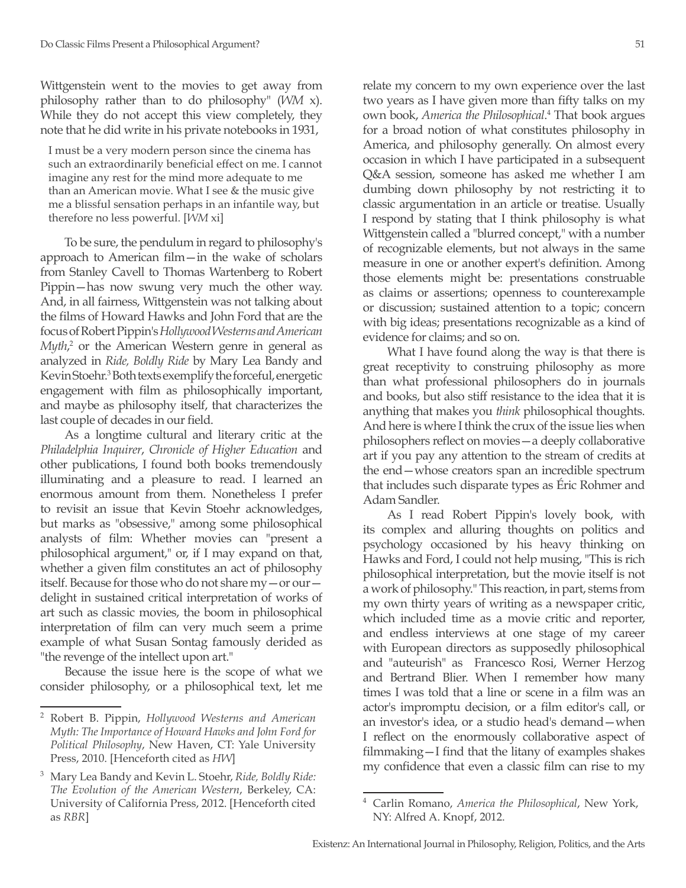Wittgenstein went to the movies to get away from philosophy rather than to do philosophy" (*WM* x). While they do not accept this view completely, they note that he did write in his private notebooks in 1931,

> I must be a very modern person since the cinema has such an extraordinarily beneficial effect on me. I cannot imagine any rest for the mind more adequate to me than an American movie. What I see & the music give me a blissful sensation perhaps in an infantile way, but therefore no less powerful. [*WM* xi]

To be sure, the pendulum in regard to philosophy's approach to American film—in the wake of scholars from Stanley Cavell to Thomas Wartenberg to Robert Pippin—has now swung very much the other way. And, in all fairness, Wittgenstein was not talking about the films of Howard Hawks and John Ford that are the focus of Robert Pippin's *Hollywood Westerns and American Myth*,[2] or the American Western genre in general as analyzed in *Ride, Boldly Ride* by Mary Lea Bandy and Kevin Stoehr.[3] Both texts exemplify the forceful, energetic engagement with film as philosophically important, and maybe as philosophy itself, that characterizes the last couple of decades in our field.

As a longtime cultural and literary critic at the *Philadelphia Inquirer*, *Chronicle of Higher Education* and other publications, I found both books tremendously illuminating and a pleasure to read. I learned an enormous amount from them. Nonetheless I prefer to revisit an issue that Kevin Stoehr acknowledges, but marks as "obsessive," among some philosophical analysts of film: Whether movies can "present a philosophical argument," or, if I may expand on that, whether a given film constitutes an act of philosophy itself. Because for those who do not share my—or our—delight in sustained critical interpretation of works of art such as classic movies, the boom in philosophical interpretation of film can very much seem a prime example of what Susan Sontag famously derided as "the revenge of the intellect upon art."

Because the issue here is the scope of what we consider philosophy, or a philosophical text, let me relate my concern to my own experience over the last two years as I have given more than fifty talks on my own book, *America the Philosophical*.[4] That book argues for a broad notion of what constitutes philosophy in America, and philosophy generally. On almost every occasion in which I have participated in a subsequent Q&A session, someone has asked me whether I am dumbing down philosophy by not restricting it to classic argumentation in an article or treatise. Usually I respond by stating that I think philosophy is what Wittgenstein called a "blurred concept," with a number of recognizable elements, but not always in the same measure in one or another expert's definition. Among those elements might be: presentations construable as claims or assertions; openness to counterexample or discussion; sustained attention to a topic; concern with big ideas; presentations recognizable as a kind of evidence for claims; and so on.

What I have found along the way is that there is great receptivity to construing philosophy as more than what professional philosophers do in journals and books, but also stiff resistance to the idea that it is anything that makes you *think* philosophical thoughts. And here is where I think the crux of the issue lies when philosophers reflect on movies—a deeply collaborative art if you pay any attention to the stream of credits at the end—whose creators span an incredible spectrum that includes such disparate types as Éric Rohmer and Adam Sandler.

As I read Robert Pippin's lovely book, with its complex and alluring thoughts on politics and psychology occasioned by his heavy thinking on Hawks and Ford, I could not help musing, "This is rich philosophical interpretation, but the movie itself is not a work of philosophy." This reaction, in part, stems from my own thirty years of writing as a newspaper critic, which included time as a movie critic and reporter, and endless interviews at one stage of my career with European directors as supposedly philosophical and "auteurish" as Francesco Rosi, Werner Herzog and Bertrand Blier. When I remember how many times I was told that a line or scene in a film was an actor's impromptu decision, or a film editor's call, or an investor's idea, or a studio head's demand—when I reflect on the enormously collaborative aspect of filmmaking—I find that the litany of examples shakes my confidence that even a classic film can rise to my

---

[2] Robert B. Pippin, *Hollywood Westerns and American Myth: The Importance of Howard Hawks and John Ford for Political Philosophy*, New Haven, CT: Yale University Press, 2010. [Henceforth cited as *HW*]

[3] Mary Lea Bandy and Kevin L. Stoehr, *Ride, Boldly Ride: The Evolution of the American Western*, Berkeley, CA: University of California Press, 2012. [Henceforth cited as *RBR*]

[4] Carlin Romano, *America the Philosophical*, New York, NY: Alfred A. Knopf, 2012.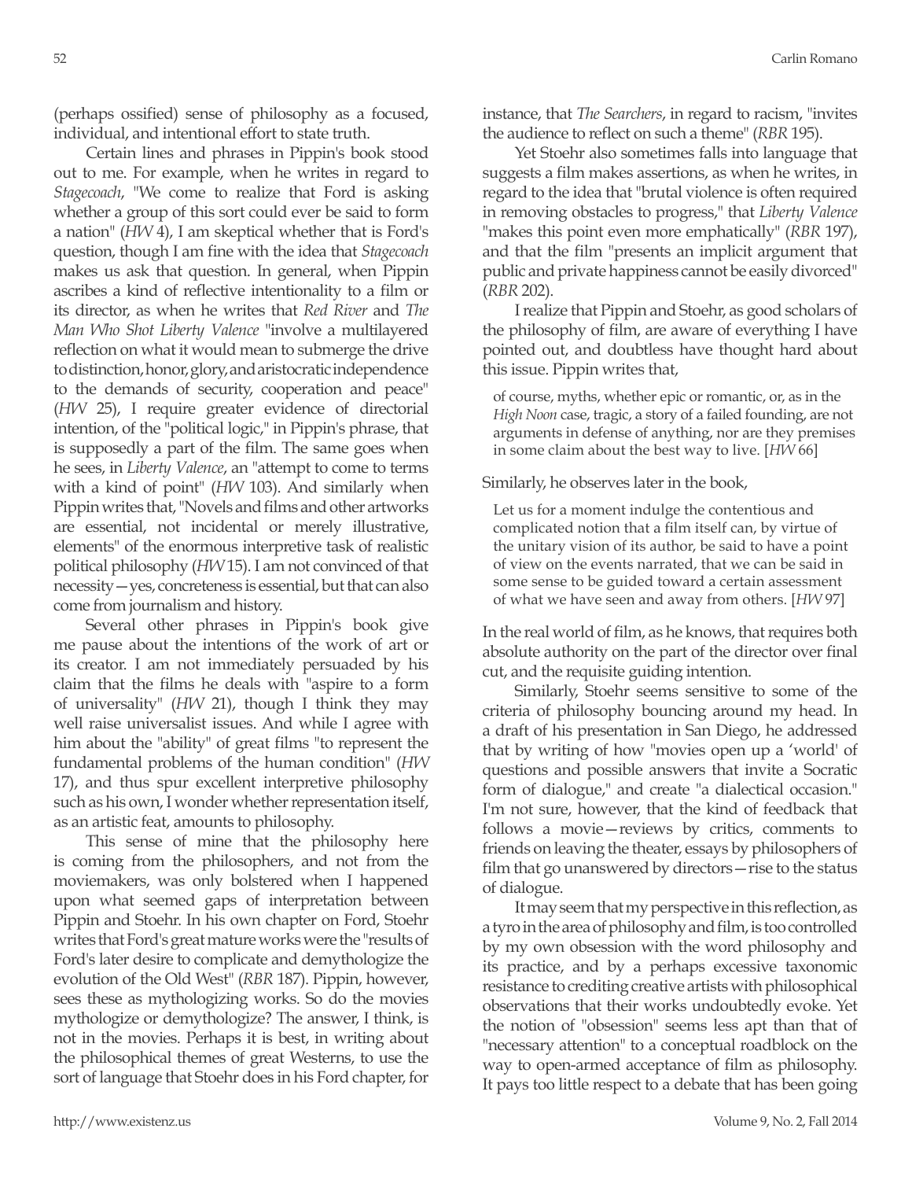(perhaps ossified) sense of philosophy as a focused, individual, and intentional effort to state truth.

Certain lines and phrases in Pippin's book stood out to me. For example, when he writes in regard to *Stagecoach*, "We come to realize that Ford is asking whether a group of this sort could ever be said to form a nation" (*HW* 4), I am skeptical whether that is Ford's question, though I am fine with the idea that *Stagecoach* makes us ask that question. In general, when Pippin ascribes a kind of reflective intentionality to a film or its director, as when he writes that *Red River* and *The Man Who Shot Liberty Valence* "involve a multilayered reflection on what it would mean to submerge the drive to distinction, honor, glory, and aristocratic independence to the demands of security, cooperation and peace" (*HW* 25), I require greater evidence of directorial intention, of the "political logic," in Pippin's phrase, that is supposedly a part of the film. The same goes when he sees, in *Liberty Valence*, an "attempt to come to terms with a kind of point" (*HW* 103). And similarly when Pippin writes that, "Novels and films and other artworks are essential, not incidental or merely illustrative, elements" of the enormous interpretive task of realistic political philosophy (*HW* 15). I am not convinced of that necessity—yes, concreteness is essential, but that can also come from journalism and history.

Several other phrases in Pippin's book give me pause about the intentions of the work of art or its creator. I am not immediately persuaded by his claim that the films he deals with "aspire to a form of universality" (*HW* 21), though I think they may well raise universalist issues. And while I agree with him about the "ability" of great films "to represent the fundamental problems of the human condition" (*HW* 17), and thus spur excellent interpretive philosophy such as his own, I wonder whether representation itself, as an artistic feat, amounts to philosophy.

This sense of mine that the philosophy here is coming from the philosophers, and not from the moviemakers, was only bolstered when I happened upon what seemed gaps of interpretation between Pippin and Stoehr. In his own chapter on Ford, Stoehr writes that Ford's great mature works were the "results of Ford's later desire to complicate and demythologize the evolution of the Old West" (*RBR* 187). Pippin, however, sees these as mythologizing works. So do the movies mythologize or demythologize? The answer, I think, is not in the movies. Perhaps it is best, in writing about the philosophical themes of great Westerns, to use the sort of language that Stoehr does in his Ford chapter, for instance, that *The Searchers*, in regard to racism, "invites the audience to reflect on such a theme" (*RBR* 195).

Yet Stoehr also sometimes falls into language that suggests a film makes assertions, as when he writes, in regard to the idea that "brutal violence is often required in removing obstacles to progress," that *Liberty Valence* "makes this point even more emphatically" (*RBR* 197), and that the film "presents an implicit argument that public and private happiness cannot be easily divorced" (*RBR* 202).

I realize that Pippin and Stoehr, as good scholars of the philosophy of film, are aware of everything I have pointed out, and doubtless have thought hard about this issue. Pippin writes that,

> of course, myths, whether epic or romantic, or, as in the *High Noon* case, tragic, a story of a failed founding, are not arguments in defense of anything, nor are they premises in some claim about the best way to live. [*HW* 66]

Similarly, he observes later in the book,

> Let us for a moment indulge the contentious and complicated notion that a film itself can, by virtue of the unitary vision of its author, be said to have a point of view on the events narrated, that we can be said in some sense to be guided toward a certain assessment of what we have seen and away from others. [*HW* 97]

In the real world of film, as he knows, that requires both absolute authority on the part of the director over final cut, and the requisite guiding intention.

Similarly, Stoehr seems sensitive to some of the criteria of philosophy bouncing around my head. In a draft of his presentation in San Diego, he addressed that by writing of how "movies open up a 'world' of questions and possible answers that invite a Socratic form of dialogue," and create "a dialectical occasion." I'm not sure, however, that the kind of feedback that follows a movie—reviews by critics, comments to friends on leaving the theater, essays by philosophers of film that go unanswered by directors—rise to the status of dialogue.

It may seem that my perspective in this reflection, as a tyro in the area of philosophy and film, is too controlled by my own obsession with the word philosophy and its practice, and by a perhaps excessive taxonomic resistance to crediting creative artists with philosophical observations that their works undoubtedly evoke. Yet the notion of "obsession" seems less apt than that of "necessary attention" to a conceptual roadblock on the way to open-armed acceptance of film as philosophy. It pays too little respect to a debate that has been going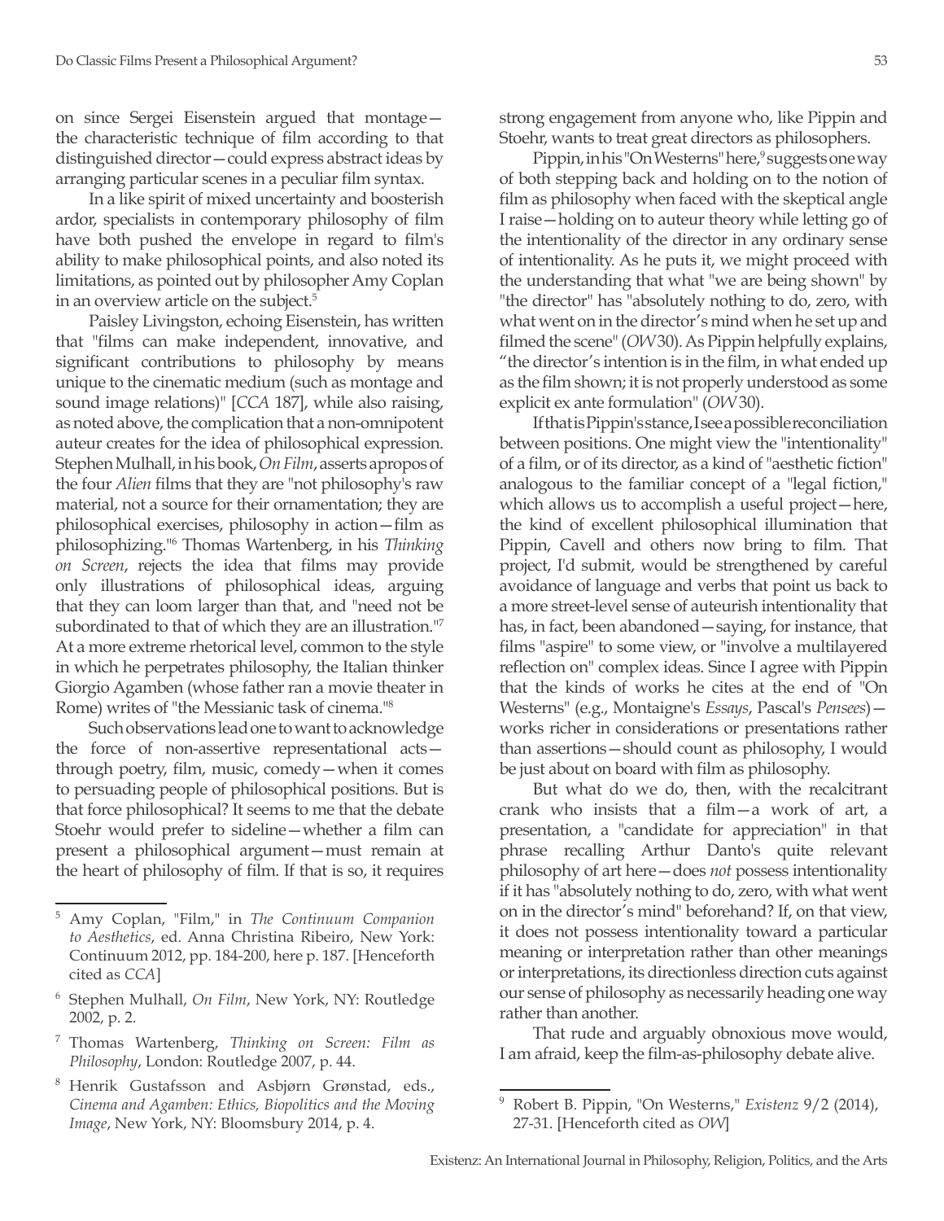on since Sergei Eisenstein argued that montage—the characteristic technique of film according to that distinguished director—could express abstract ideas by arranging particular scenes in a peculiar film syntax.

In a like spirit of mixed uncertainty and boosterish ardor, specialists in contemporary philosophy of film have both pushed the envelope in regard to film's ability to make philosophical points, and also noted its limitations, as pointed out by philosopher Amy Coplan in an overview article on the subject.[5]

Paisley Livingston, echoing Eisenstein, has written that "films can make independent, innovative, and significant contributions to philosophy by means unique to the cinematic medium (such as montage and sound image relations)" [*CCA* 187], while also raising, as noted above, the complication that a non-omnipotent auteur creates for the idea of philosophical expression. Stephen Mulhall, in his book, *On Film*, asserts apropos of the four *Alien* films that they are "not philosophy's raw material, not a source for their ornamentation; they are philosophical exercises, philosophy in action—film as philosophizing."[6] Thomas Wartenberg, in his *Thinking on Screen*, rejects the idea that films may provide only illustrations of philosophical ideas, arguing that they can loom larger than that, and "need not be subordinated to that of which they are an illustration."[7] At a more extreme rhetorical level, common to the style in which he perpetrates philosophy, the Italian thinker Giorgio Agamben (whose father ran a movie theater in Rome) writes of "the Messianic task of cinema."[8]

Such observations lead one to want to acknowledge the force of non-assertive representational acts—through poetry, film, music, comedy—when it comes to persuading people of philosophical positions. But is that force philosophical? It seems to me that the debate Stoehr would prefer to sideline—whether a film can present a philosophical argument—must remain at the heart of philosophy of film. If that is so, it requires strong engagement from anyone who, like Pippin and Stoehr, wants to treat great directors as philosophers.

Pippin, in his "On Westerns" here,[9] suggests one way of both stepping back and holding on to the notion of film as philosophy when faced with the skeptical angle I raise—holding on to auteur theory while letting go of the intentionality of the director in any ordinary sense of intentionality. As he puts it, we might proceed with the understanding that what "we are being shown" by "the director" has "absolutely nothing to do, zero, with what went on in the director's mind when he set up and filmed the scene" (*OW* 30). As Pippin helpfully explains, "the director's intention is in the film, in what ended up as the film shown; it is not properly understood as some explicit ex ante formulation" (*OW* 30).

If that is Pippin's stance, I see a possible reconciliation between positions. One might view the "intentionality" of a film, or of its director, as a kind of "aesthetic fiction" analogous to the familiar concept of a "legal fiction," which allows us to accomplish a useful project—here, the kind of excellent philosophical illumination that Pippin, Cavell and others now bring to film. That project, I'd submit, would be strengthened by careful avoidance of language and verbs that point us back to a more street-level sense of auteurish intentionality that has, in fact, been abandoned—saying, for instance, that films "aspire" to some view, or "involve a multilayered reflection on" complex ideas. Since I agree with Pippin that the kinds of works he cites at the end of "On Westerns" (e.g., Montaigne's *Essays*, Pascal's *Pensees*)—works richer in considerations or presentations rather than assertions—should count as philosophy, I would be just about on board with film as philosophy.

But what do we do, then, with the recalcitrant crank who insists that a film—a work of art, a presentation, a "candidate for appreciation" in that phrase recalling Arthur Danto's quite relevant philosophy of art here—does *not* possess intentionality if it has "absolutely nothing to do, zero, with what went on in the director's mind" beforehand? If, on that view, it does not possess intentionality toward a particular meaning or interpretation rather than other meanings or interpretations, its directionless direction cuts against our sense of philosophy as necessarily heading one way rather than another.

That rude and arguably obnoxious move would, I am afraid, keep the film-as-philosophy debate alive.

---

[5] Amy Coplan, "Film," in *The Continuum Companion to Aesthetics*, ed. Anna Christina Ribeiro, New York: Continuum 2012, pp. 184-200, here p. 187. [Henceforth cited as *CCA*]

[6] Stephen Mulhall, *On Film*, New York, NY: Routledge 2002, p. 2.

[7] Thomas Wartenberg, *Thinking on Screen: Film as Philosophy*, London: Routledge 2007, p. 44.

[8] Henrik Gustafsson and Asbjørn Grønstad, eds., *Cinema and Agamben: Ethics, Biopolitics and the Moving Image*, New York, NY: Bloomsbury 2014, p. 4.

[9] Robert B. Pippin, "On Westerns," *Existenz* 9/2 (2014), 27-31. [Henceforth cited as *OW*]